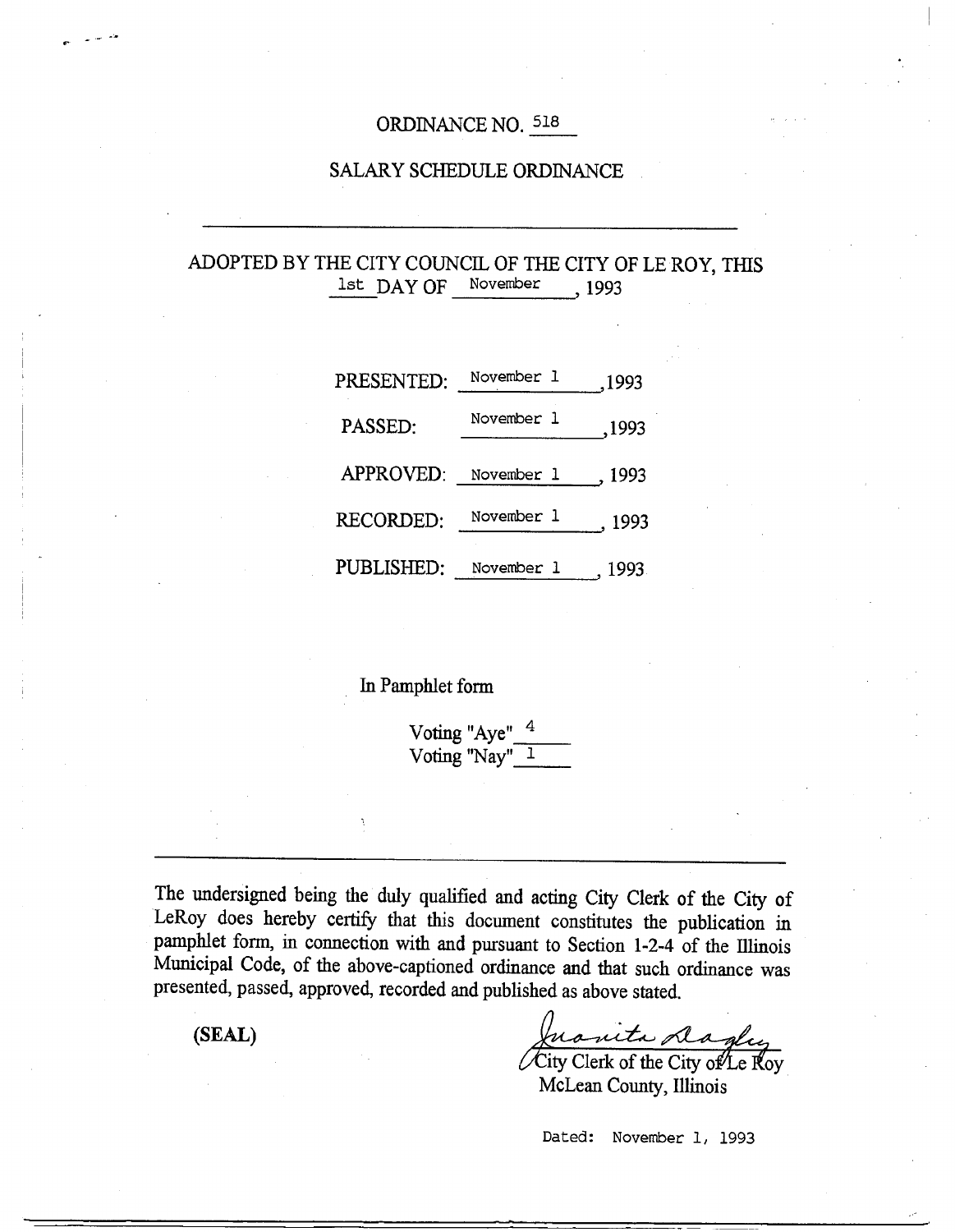# ORDINANCE NO. 518

## SALARY SCHEDULE ORDINANCE

---

ADOPTED BY THE CITY COUNCIL OF THE CITY OF LE ROY, THIS 1st DAY OF November, 1993

PRESENTED: November 1, 1993

PASSED: November 1, 1993

APPROVED: November 1, 1993

RECORDED: November 1, 1993

PUBLISHED: November 1, 1993

In Pamphlet form

Voting "Aye" 4
Voting "Nay" 1

---

The undersigned being the duly qualified and acting City Clerk of the City of LeRoy does hereby certify that this document constitutes the publication in pamphlet form, in connection with and pursuant to Section 1-2-4 of the Illinois Municipal Code, of the above-captioned ordinance and that such ordinance was presented, passed, approved, recorded and published as above stated.

**(SEAL)**

Juanita Dagley
City Clerk of the City of Le Roy
McLean County, Illinois

Dated: November 1, 1993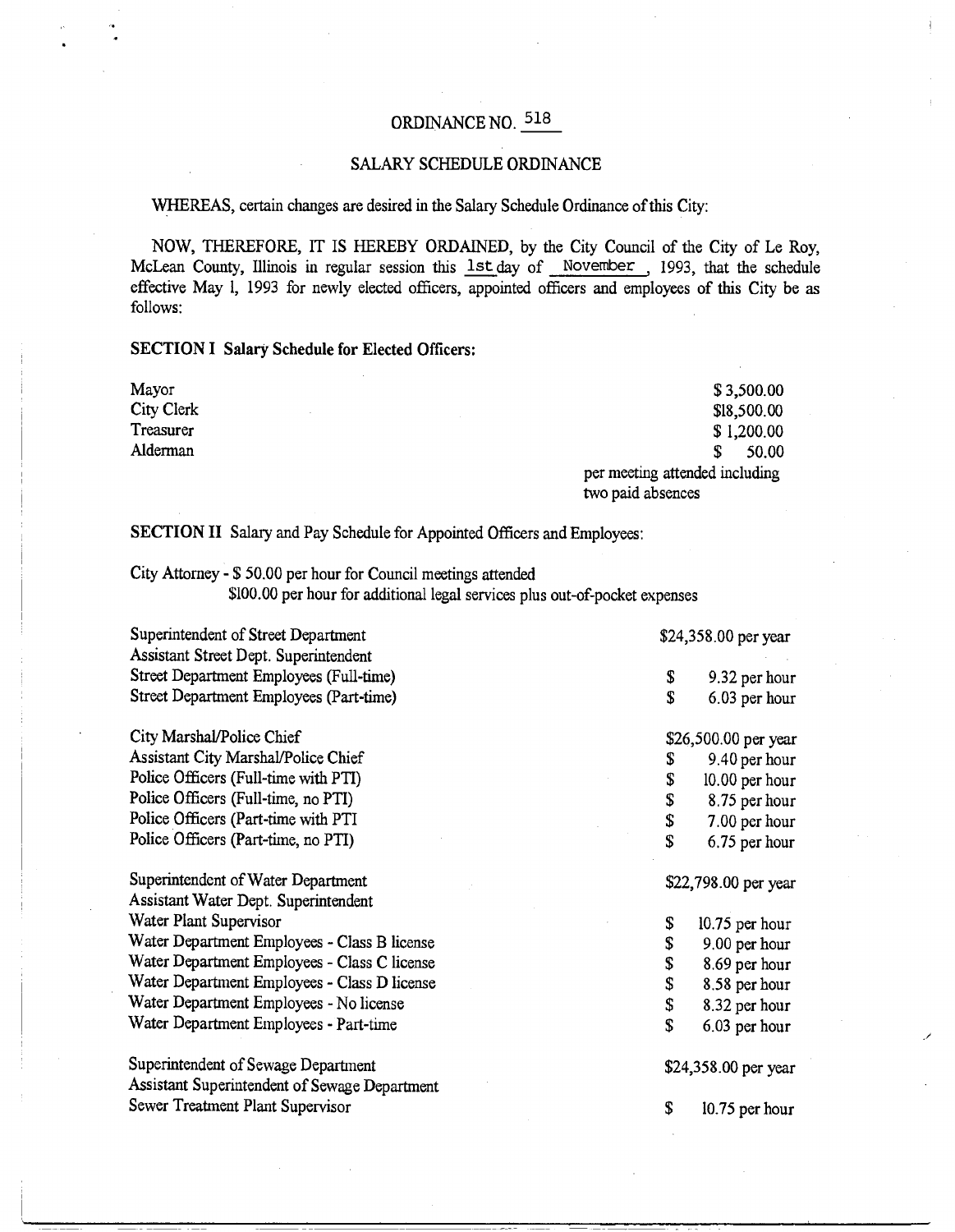# ORDINANCE NO. 518

## SALARY SCHEDULE ORDINANCE

WHEREAS, certain changes are desired in the Salary Schedule Ordinance of this City:

NOW, THEREFORE, IT IS HEREBY ORDAINED, by the City Council of the City of Le Roy, McLean County, Illinois in regular session this 1st day of November, 1993, that the schedule effective May 1, 1993 for newly elected officers, appointed officers and employees of this City be as follows:

**SECTION I Salary Schedule for Elected Officers:**

| | |
|---|---|
| Mayor | $ 3,500.00 |
| City Clerk | $18,500.00 |
| Treasurer | $ 1,200.00 |
| Alderman | $ 50.00 per meeting attended including two paid absences |

**SECTION II** Salary and Pay Schedule for Appointed Officers and Employees:

City Attorney - $ 50.00 per hour for Council meetings attended
$100.00 per hour for additional legal services plus out-of-pocket expenses

| | |
|---|---|
| Superintendent of Street Department | $24,358.00 per year |
| Assistant Street Dept. Superintendent | |
| Street Department Employees (Full-time) | $ 9.32 per hour |
| Street Department Employees (Part-time) | $ 6.03 per hour |
| City Marshal/Police Chief | $26,500.00 per year |
| Assistant City Marshal/Police Chief | $ 9.40 per hour |
| Police Officers (Full-time with PTI) | $ 10.00 per hour |
| Police Officers (Full-time, no PTI) | $ 8.75 per hour |
| Police Officers (Part-time with PTI | $ 7.00 per hour |
| Police Officers (Part-time, no PTI) | $ 6.75 per hour |
| Superintendent of Water Department | $22,798.00 per year |
| Assistant Water Dept. Superintendent | |
| Water Plant Supervisor | $ 10.75 per hour |
| Water Department Employees - Class B license | $ 9.00 per hour |
| Water Department Employees - Class C license | $ 8.69 per hour |
| Water Department Employees - Class D license | $ 8.58 per hour |
| Water Department Employees - No license | $ 8.32 per hour |
| Water Department Employees - Part-time | $ 6.03 per hour |
| Superintendent of Sewage Department | $24,358.00 per year |
| Assistant Superintendent of Sewage Department | |
| Sewer Treatment Plant Supervisor | $ 10.75 per hour |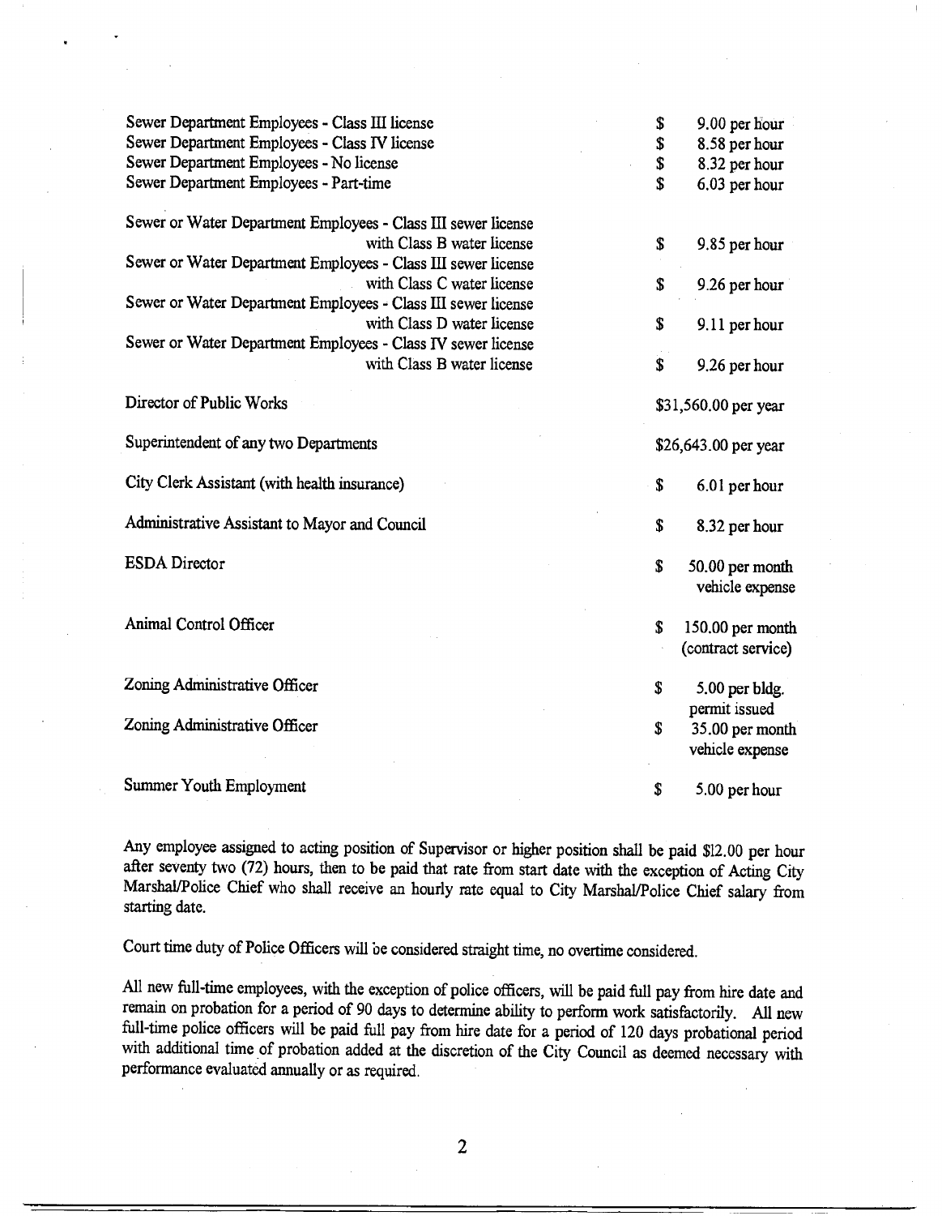| Position | Rate |
|---|---|
| Sewer Department Employees - Class III license | $ 9.00 per hour |
| Sewer Department Employees - Class IV license | $ 8.58 per hour |
| Sewer Department Employees - No license | $ 8.32 per hour |
| Sewer Department Employees - Part-time | $ 6.03 per hour |
| Sewer or Water Department Employees - Class III sewer license with Class B water license | $ 9.85 per hour |
| Sewer or Water Department Employees - Class III sewer license with Class C water license | $ 9.26 per hour |
| Sewer or Water Department Employees - Class III sewer license with Class D water license | $ 9.11 per hour |
| Sewer or Water Department Employees - Class IV sewer license with Class B water license | $ 9.26 per hour |
| Director of Public Works | $31,560.00 per year |
| Superintendent of any two Departments | $26,643.00 per year |
| City Clerk Assistant (with health insurance) | $ 6.01 per hour |
| Administrative Assistant to Mayor and Council | $ 8.32 per hour |
| ESDA Director | $ 50.00 per month vehicle expense |
| Animal Control Officer | $ 150.00 per month (contract service) |
| Zoning Administrative Officer | $ 5.00 per bldg. permit issued |
| Zoning Administrative Officer | $ 35.00 per month vehicle expense |
| Summer Youth Employment | $ 5.00 per hour |

Any employee assigned to acting position of Supervisor or higher position shall be paid $12.00 per hour after seventy two (72) hours, then to be paid that rate from start date with the exception of Acting City Marshal/Police Chief who shall receive an hourly rate equal to City Marshal/Police Chief salary from starting date.

Court time duty of Police Officers will be considered straight time, no overtime considered.

All new full-time employees, with the exception of police officers, will be paid full pay from hire date and remain on probation for a period of 90 days to determine ability to perform work satisfactorily. All new full-time police officers will be paid full pay from hire date for a period of 120 days probational period with additional time of probation added at the discretion of the City Council as deemed necessary with performance evaluated annually or as required.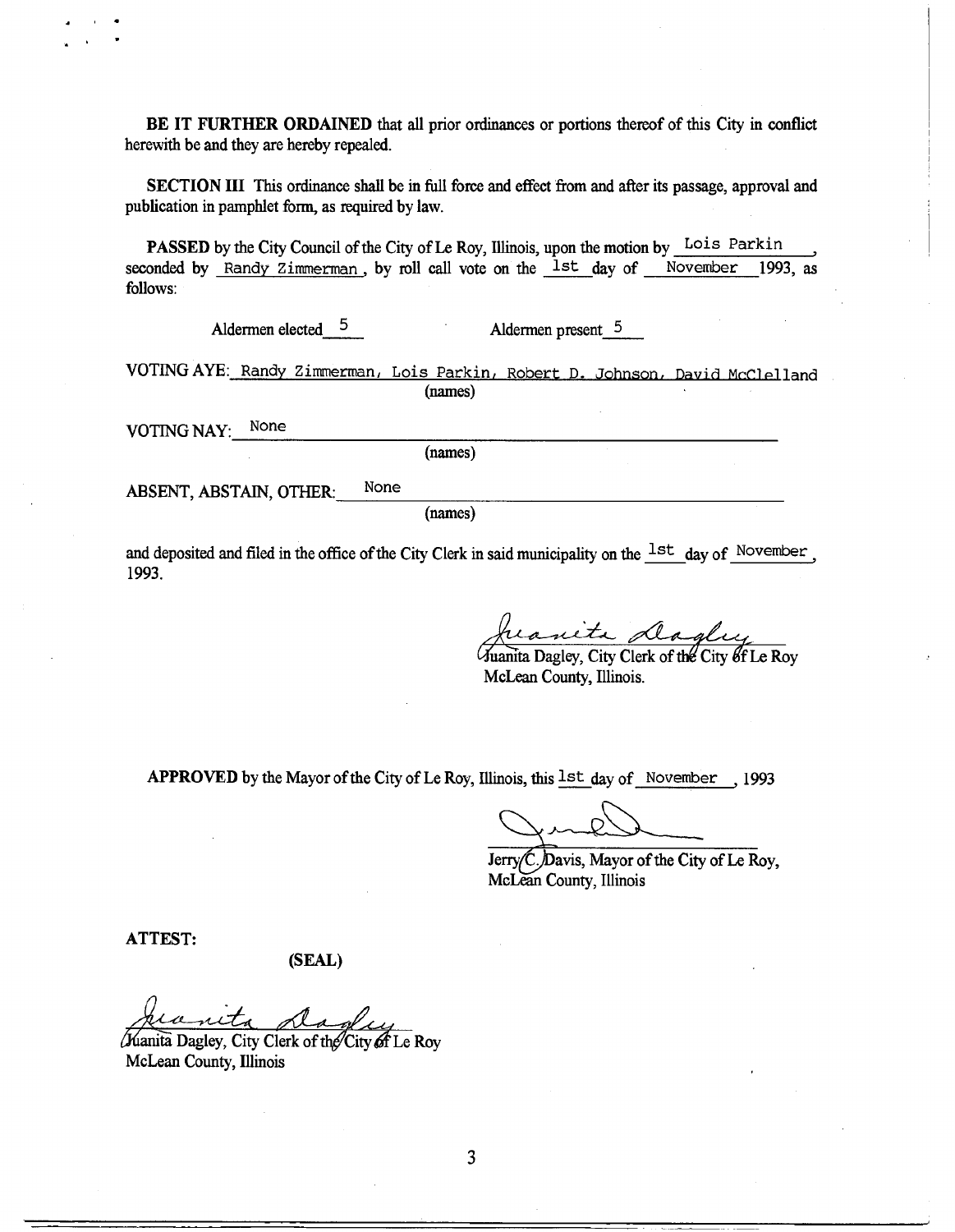**BE IT FURTHER ORDAINED** that all prior ordinances or portions thereof of this City in conflict herewith be and they are hereby repealed.

**SECTION III** This ordinance shall be in full force and effect from and after its passage, approval and publication in pamphlet form, as required by law.

**PASSED** by the City Council of the City of Le Roy, Illinois, upon the motion by Lois Parkin, seconded by Randy Zimmerman, by roll call vote on the 1st day of November 1993, as follows:

Aldermen elected 5 Aldermen present 5

VOTING AYE: Randy Zimmerman, Lois Parkin, Robert D. Johnson, David McClelland
(names)

VOTING NAY: None
(names)

ABSENT, ABSTAIN, OTHER: None
(names)

and deposited and filed in the office of the City Clerk in said municipality on the 1st day of November, 1993.

Juanita Dagley
Juanita Dagley, City Clerk of the City of Le Roy
McLean County, Illinois.

**APPROVED** by the Mayor of the City of Le Roy, Illinois, this 1st day of November, 1993

Jerry C. Davis, Mayor of the City of Le Roy,
McLean County, Illinois

**ATTEST:**

**(SEAL)**

Juanita Dagley
Juanita Dagley, City Clerk of the City of Le Roy
McLean County, Illinois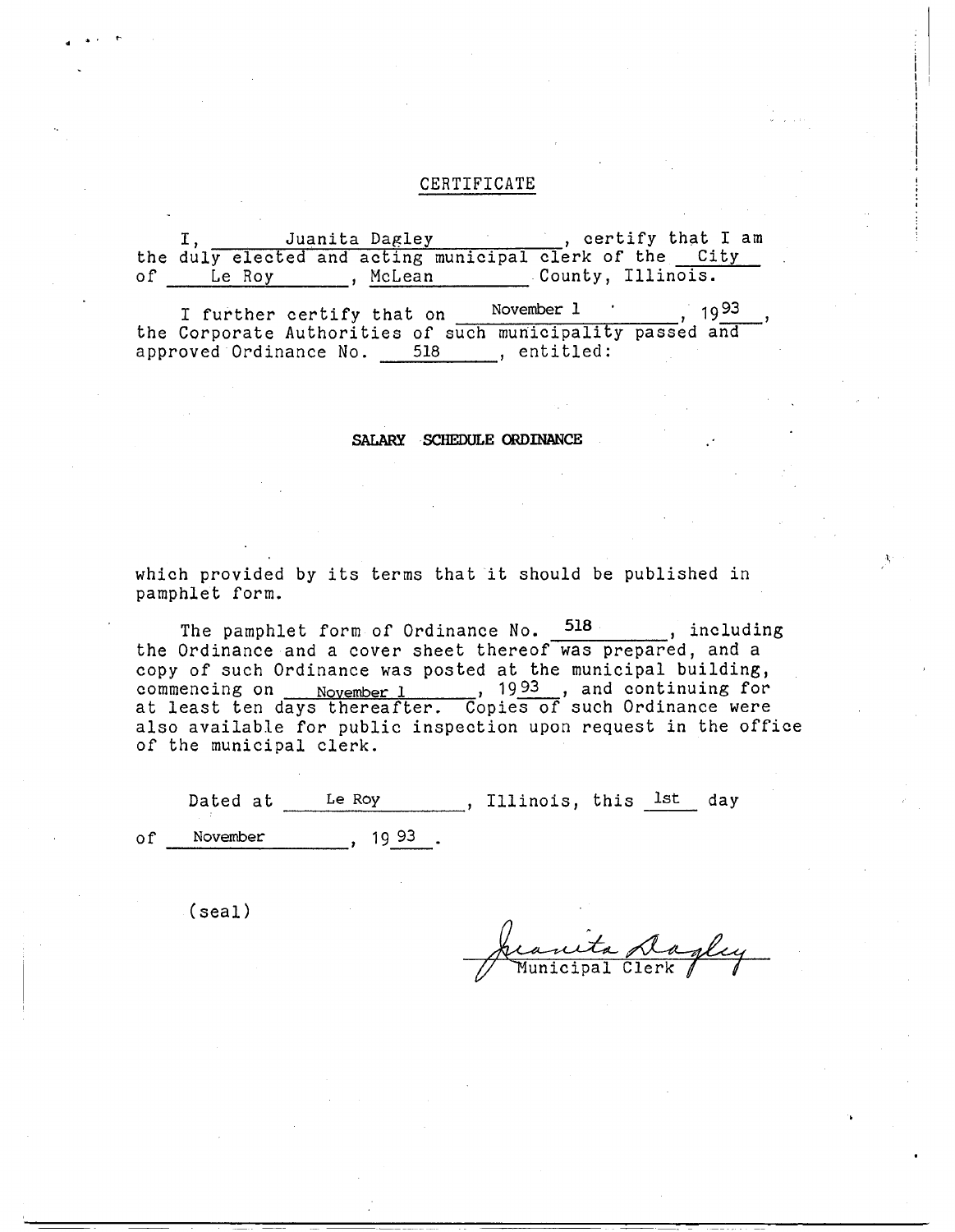# CERTIFICATE

I, Juanita Dagley, certify that I am the duly elected and acting municipal clerk of the City of Le Roy, McLean County, Illinois.

I further certify that on November 1, 1993, the Corporate Authorities of such municipality passed and approved Ordinance No. 518, entitled:

**SALARY SCHEDULE ORDINANCE**

which provided by its terms that it should be published in pamphlet form.

The pamphlet form of Ordinance No. 518, including the Ordinance and a cover sheet thereof was prepared, and a copy of such Ordinance was posted at the municipal building, commencing on November 1, 1993, and continuing for at least ten days thereafter. Copies of such Ordinance were also available for public inspection upon request in the office of the municipal clerk.

Dated at Le Roy, Illinois, this 1st day of November, 1993.

(seal)

Juanita Dagley
Municipal Clerk